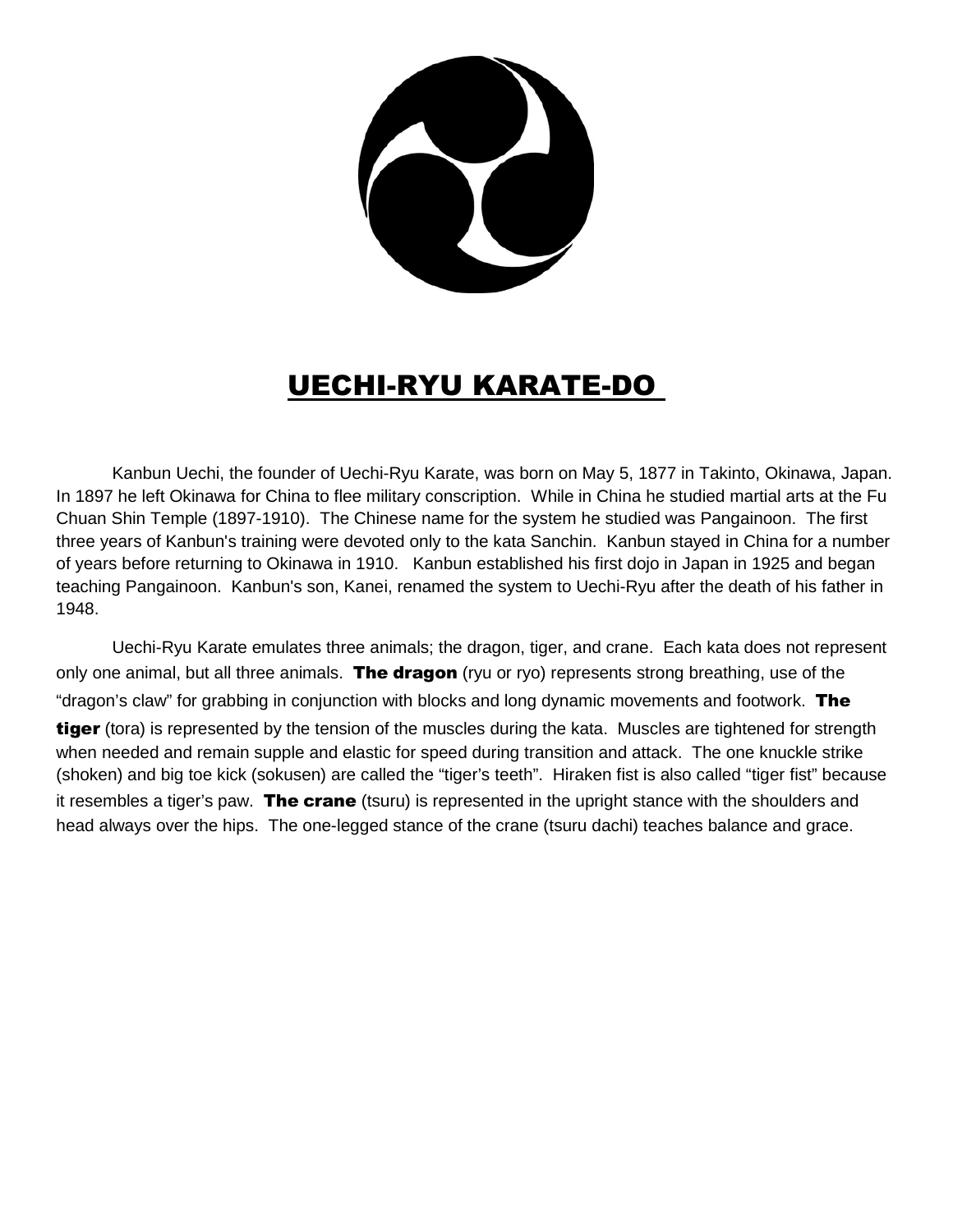# UECHI-RYU KARATE-DO

Kanbun Uechi, the founder of Uechi-Ryu Karate, was born on May 5, 1877 in Takinto, Okinawa, Japan. In 1897 he left Okinawa for China to flee military conscription. While in China he studied martial arts at the Fu Chuan Shin Temple (1897-1910). The Chinese name for the system he studied was Pangainoon. The first three years of Kanbun's training were devoted only to the kata Sanchin. Kanbun stayed in China for a number of years before returning to Okinawa in 1910. Kanbun established his first dojo in Japan in 1925 and began teaching Pangainoon. Kanbun's son, Kanei, renamed the system to Uechi-Ryu after the death of his father in 1948.

Uechi-Ryu Karate emulates three animals; the dragon, tiger, and crane. Each kata does not represent only one animal, but all three animals. **The dragon** (ryu or ryo) represents strong breathing, use of the "dragon's claw" for grabbing in conjunction with blocks and long dynamic movements and footwork. **The tiger** (tora) is represented by the tension of the muscles during the kata. Muscles are tightened for strength when needed and remain supple and elastic for speed during transition and attack. The one knuckle strike (shoken) and big toe kick (sokusen) are called the "tiger's teeth". Hiraken fist is also called "tiger fist" because it resembles a tiger's paw. **The crane** (tsuru) is represented in the upright stance with the shoulders and head always over the hips. The one-legged stance of the crane (tsuru dachi) teaches balance and grace.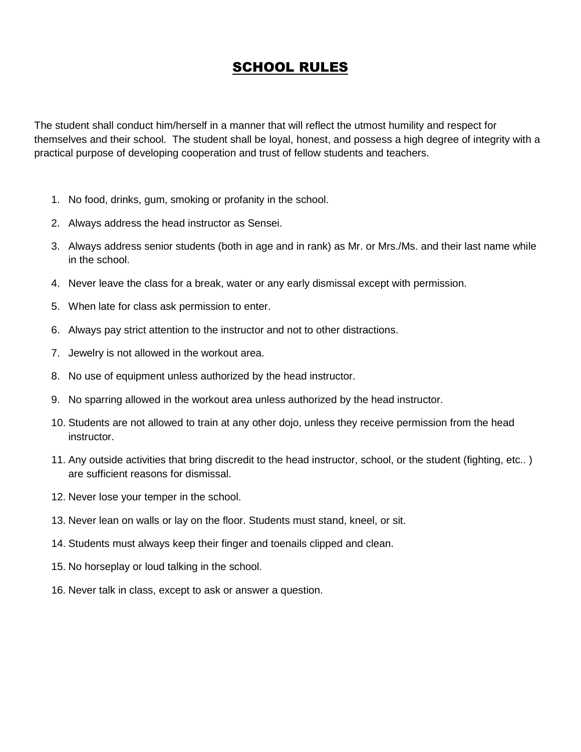# SCHOOL RULES

The student shall conduct him/herself in a manner that will reflect the utmost humility and respect for themselves and their school. The student shall be loyal, honest, and possess a high degree of integrity with a practical purpose of developing cooperation and trust of fellow students and teachers.

1. No food, drinks, gum, smoking or profanity in the school.
2. Always address the head instructor as Sensei.
3. Always address senior students (both in age and in rank) as Mr. or Mrs./Ms. and their last name while in the school.
4. Never leave the class for a break, water or any early dismissal except with permission.
5. When late for class ask permission to enter.
6. Always pay strict attention to the instructor and not to other distractions.
7. Jewelry is not allowed in the workout area.
8. No use of equipment unless authorized by the head instructor.
9. No sparring allowed in the workout area unless authorized by the head instructor.
10. Students are not allowed to train at any other dojo, unless they receive permission from the head instructor.
11. Any outside activities that bring discredit to the head instructor, school, or the student (fighting, etc.. ) are sufficient reasons for dismissal.
12. Never lose your temper in the school.
13. Never lean on walls or lay on the floor. Students must stand, kneel, or sit.
14. Students must always keep their finger and toenails clipped and clean.
15. No horseplay or loud talking in the school.
16. Never talk in class, except to ask or answer a question.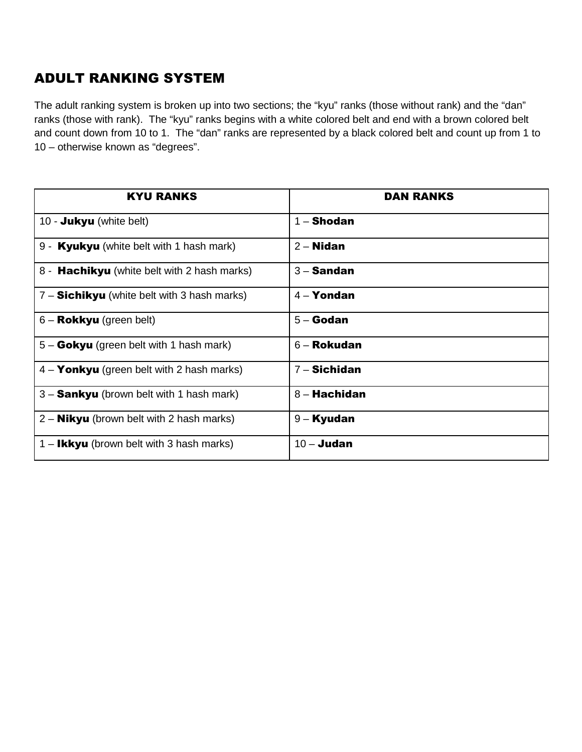## ADULT RANKING SYSTEM

The adult ranking system is broken up into two sections; the “kyu” ranks (those without rank) and the “dan” ranks (those with rank). The “kyu” ranks begins with a white colored belt and end with a brown colored belt and count down from 10 to 1. The “dan” ranks are represented by a black colored belt and count up from 1 to 10 – otherwise known as “degrees”.

| KYU RANKS | DAN RANKS |
|---|---|
| 10 - **Jukyu** (white belt) | 1 – **Shodan** |
| 9 - **Kyukyu** (white belt with 1 hash mark) | 2 – **Nidan** |
| 8 - **Hachikyu** (white belt with 2 hash marks) | 3 – **Sandan** |
| 7 – **Sichikyu** (white belt with 3 hash marks) | 4 – **Yondan** |
| 6 – **Rokkyu** (green belt) | 5 – **Godan** |
| 5 – **Gokyu** (green belt with 1 hash mark) | 6 – **Rokudan** |
| 4 – **Yonkyu** (green belt with 2 hash marks) | 7 – **Sichidan** |
| 3 – **Sankyu** (brown belt with 1 hash mark) | 8 – **Hachidan** |
| 2 – **Nikyu** (brown belt with 2 hash marks) | 9 – **Kyudan** |
| 1 – **Ikkyu** (brown belt with 3 hash marks) | 10 – **Judan** |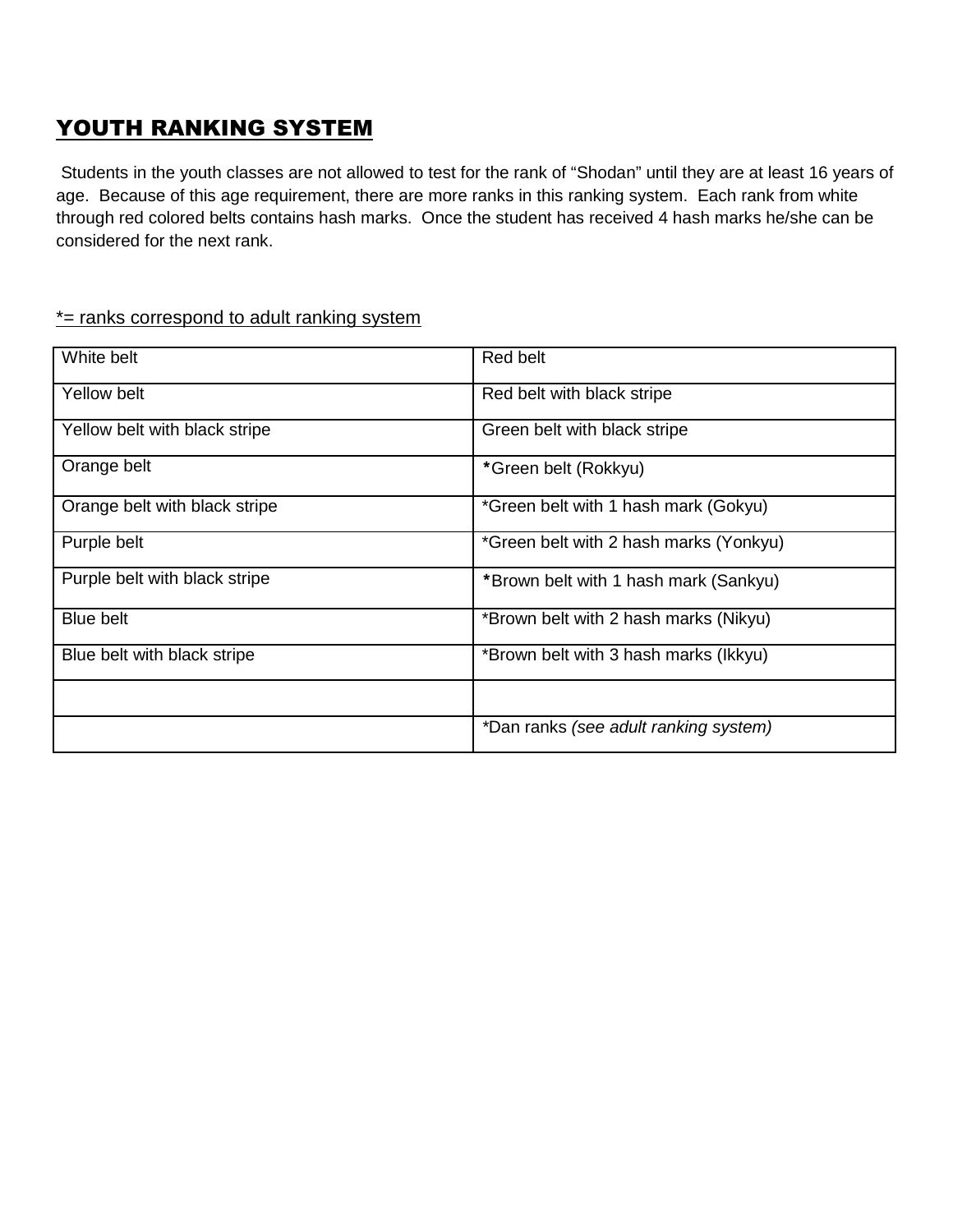## YOUTH RANKING SYSTEM

Students in the youth classes are not allowed to test for the rank of "Shodan" until they are at least 16 years of age. Because of this age requirement, there are more ranks in this ranking system. Each rank from white through red colored belts contains hash marks. Once the student has received 4 hash marks he/she can be considered for the next rank.

*= ranks correspond to adult ranking system

| | |
|---|---|
| White belt | Red belt |
| Yellow belt | Red belt with black stripe |
| Yellow belt with black stripe | Green belt with black stripe |
| Orange belt | **\***Green belt (Rokkyu) |
| Orange belt with black stripe | *Green belt with 1 hash mark (Gokyu) |
| Purple belt | *Green belt with 2 hash marks (Yonkyu) |
| Purple belt with black stripe | **\***Brown belt with 1 hash mark (Sankyu) |
| Blue belt | *Brown belt with 2 hash marks (Nikyu) |
| Blue belt with black stripe | *Brown belt with 3 hash marks (Ikkyu) |
| | |
| | *Dan ranks *(see adult ranking system)* |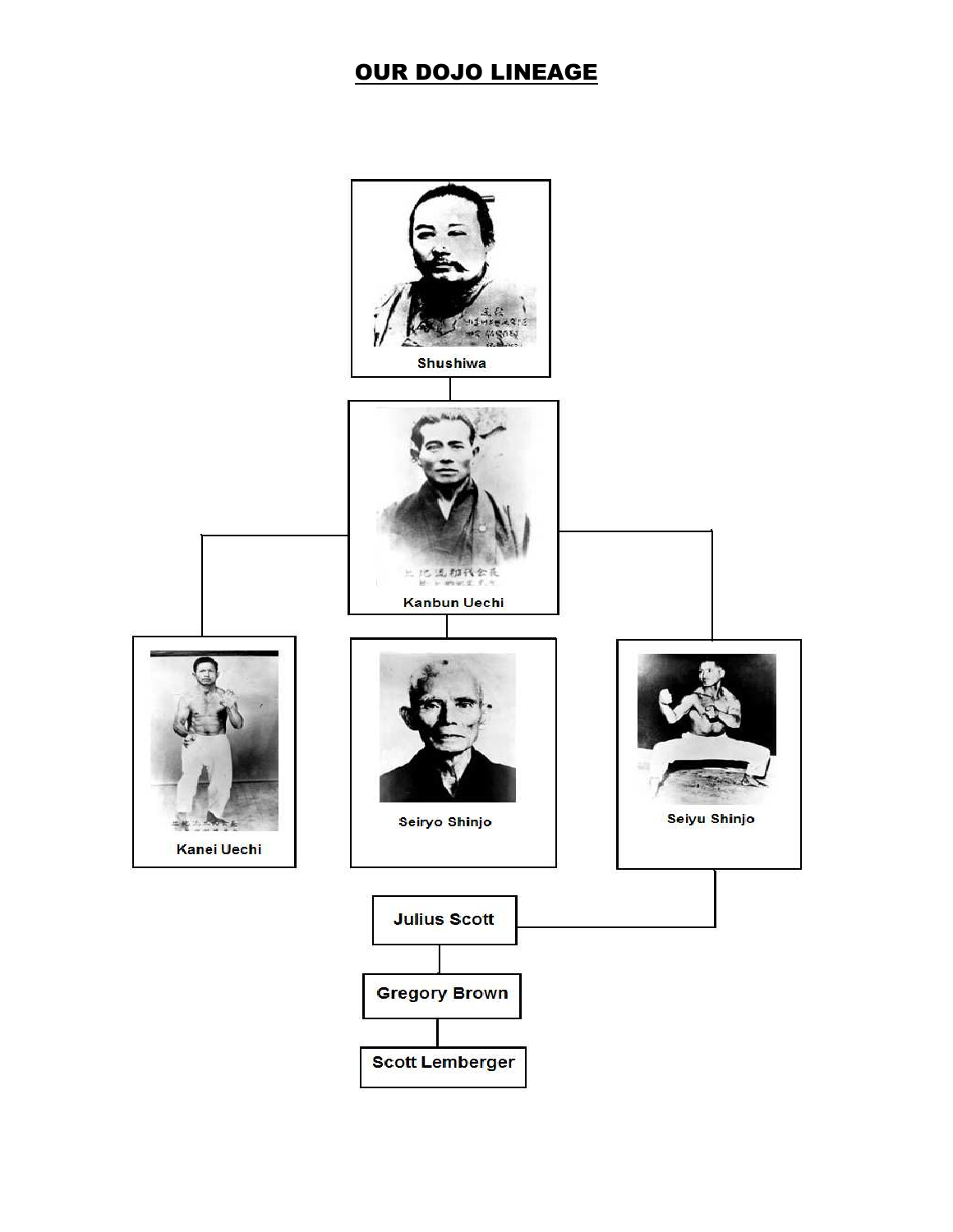# OUR DOJO LINEAGE

Shushiwa

Kanbun Uechi

Kanei Uechi

Seiryo Shinjo

Seiyu Shinjo

Julius Scott

Gregory Brown

Scott Lemberger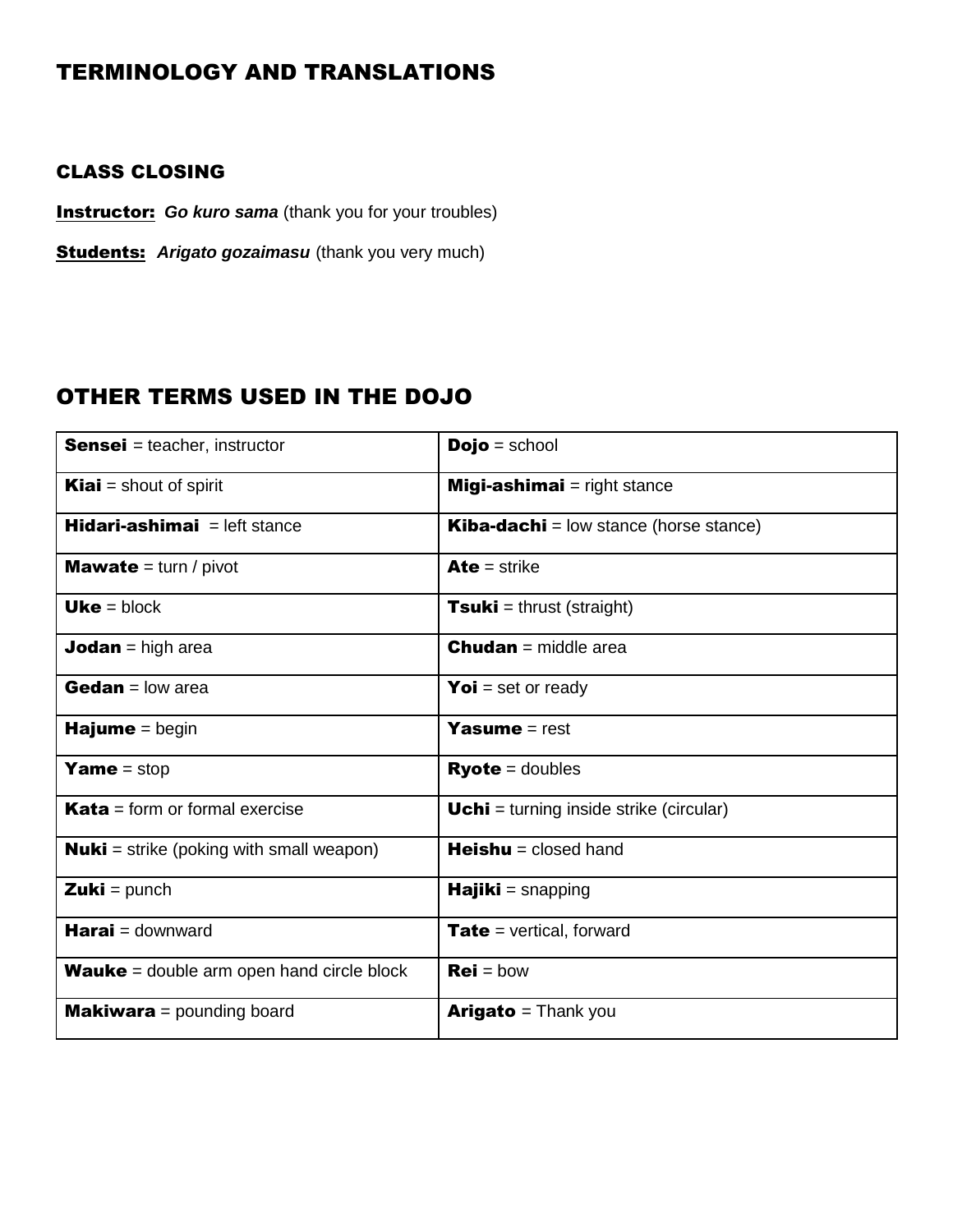# TERMINOLOGY AND TRANSLATIONS

## CLASS CLOSING

**Instructor:** ***Go kuro sama*** (thank you for your troubles)

**Students:** ***Arigato gozaimasu*** (thank you very much)

## OTHER TERMS USED IN THE DOJO

| | |
|---|---|
| **Sensei** = teacher, instructor | **Dojo** = school |
| **Kiai** = shout of spirit | **Migi-ashimai** = right stance |
| **Hidari-ashimai** = left stance | **Kiba-dachi** = low stance (horse stance) |
| **Mawate** = turn / pivot | **Ate** = strike |
| **Uke** = block | **Tsuki** = thrust (straight) |
| **Jodan** = high area | **Chudan** = middle area |
| **Gedan** = low area | **Yoi** = set or ready |
| **Hajume** = begin | **Yasume** = rest |
| **Yame** = stop | **Ryote** = doubles |
| **Kata** = form or formal exercise | **Uchi** = turning inside strike (circular) |
| **Nuki** = strike (poking with small weapon) | **Heishu** = closed hand |
| **Zuki** = punch | **Hajiki** = snapping |
| **Harai** = downward | **Tate** = vertical, forward |
| **Wauke** = double arm open hand circle block | **Rei** = bow |
| **Makiwara** = pounding board | **Arigato** = Thank you |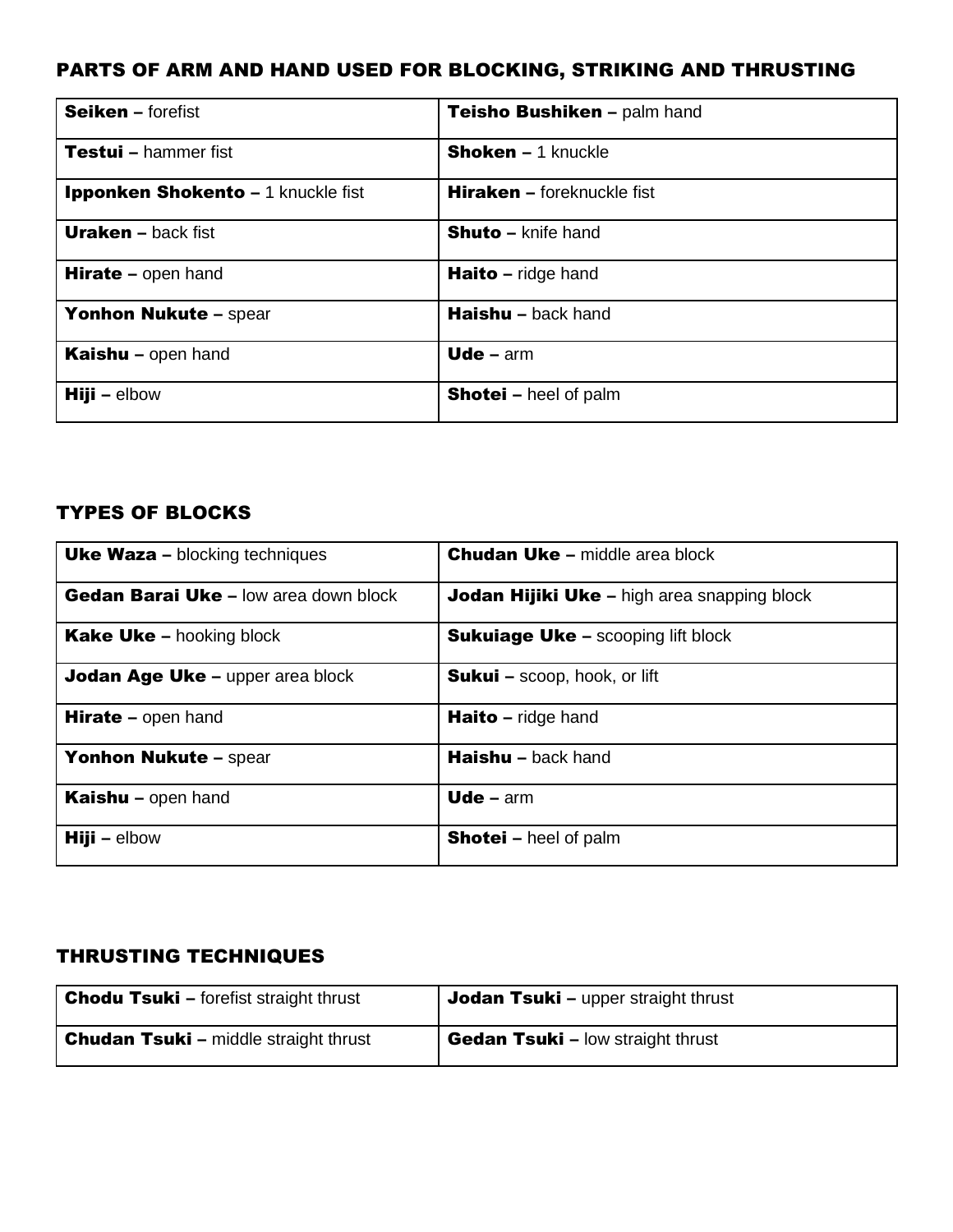## PARTS OF ARM AND HAND USED FOR BLOCKING, STRIKING AND THRUSTING

| | |
|---|---|
| **Seiken –** forefist | **Teisho Bushiken –** palm hand |
| **Testui –** hammer fist | **Shoken –** 1 knuckle |
| **Ipponken Shokento –** 1 knuckle fist | **Hiraken –** foreknuckle fist |
| **Uraken –** back fist | **Shuto –** knife hand |
| **Hirate –** open hand | **Haito –** ridge hand |
| **Yonhon Nukute –** spear | **Haishu –** back hand |
| **Kaishu –** open hand | **Ude –** arm |
| **Hiji –** elbow | **Shotei –** heel of palm |

## TYPES OF BLOCKS

| | |
|---|---|
| **Uke Waza –** blocking techniques | **Chudan Uke –** middle area block |
| **Gedan Barai Uke –** low area down block | **Jodan Hijiki Uke –** high area snapping block |
| **Kake Uke –** hooking block | **Sukuiage Uke –** scooping lift block |
| **Jodan Age Uke –** upper area block | **Sukui –** scoop, hook, or lift |
| **Hirate –** open hand | **Haito –** ridge hand |
| **Yonhon Nukute –** spear | **Haishu –** back hand |
| **Kaishu –** open hand | **Ude –** arm |
| **Hiji –** elbow | **Shotei –** heel of palm |

## THRUSTING TECHNIQUES

| | |
|---|---|
| **Chodu Tsuki –** forefist straight thrust | **Jodan Tsuki –** upper straight thrust |
| **Chudan Tsuki –** middle straight thrust | **Gedan Tsuki –** low straight thrust |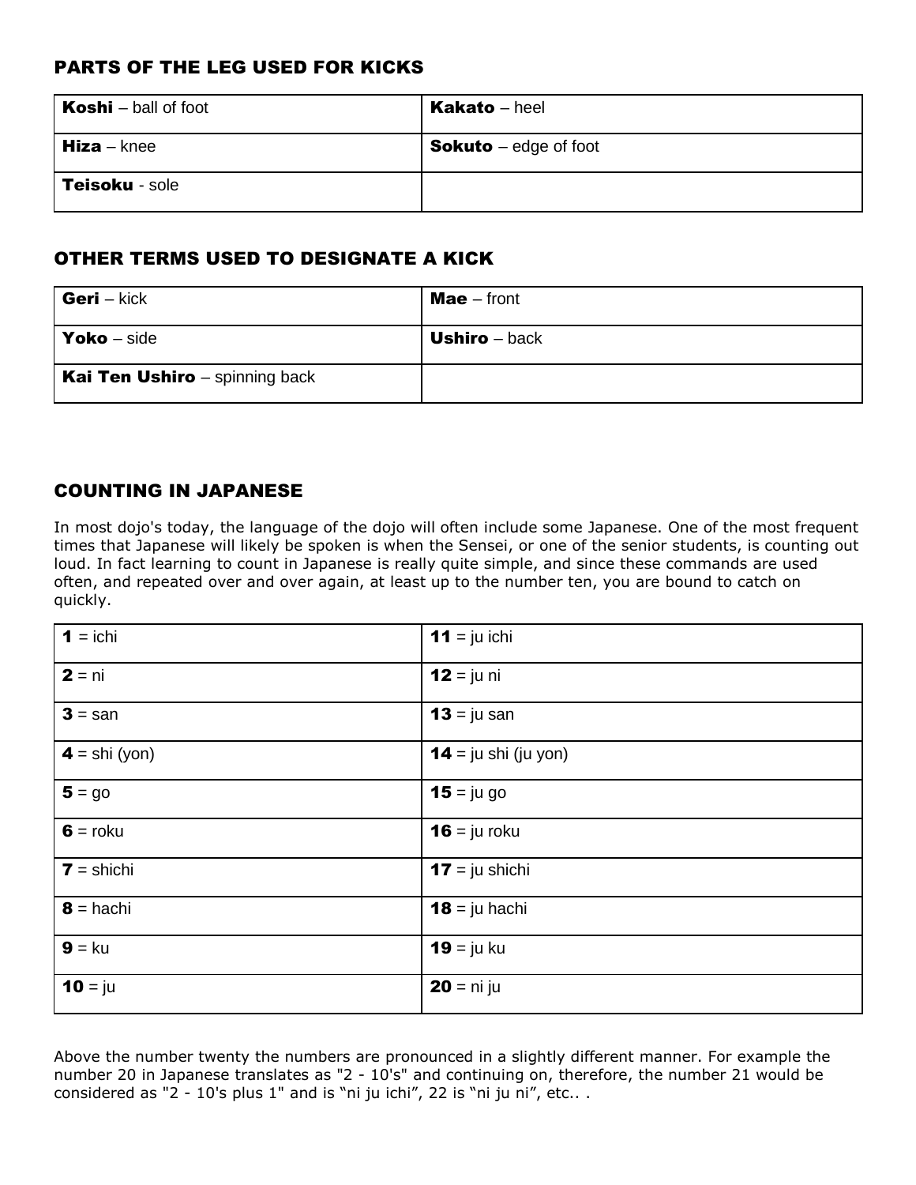## PARTS OF THE LEG USED FOR KICKS

| | |
|---|---|
| **Koshi** – ball of foot | **Kakato** – heel |
| **Hiza** – knee | **Sokuto** – edge of foot |
| **Teisoku** - sole | |

## OTHER TERMS USED TO DESIGNATE A KICK

| | |
|---|---|
| **Geri** – kick | **Mae** – front |
| **Yoko** – side | **Ushiro** – back |
| **Kai Ten Ushiro** – spinning back | |

## COUNTING IN JAPANESE

In most dojo's today, the language of the dojo will often include some Japanese. One of the most frequent times that Japanese will likely be spoken is when the Sensei, or one of the senior students, is counting out loud. In fact learning to count in Japanese is really quite simple, and since these commands are used often, and repeated over and over again, at least up to the number ten, you are bound to catch on quickly.

| | |
|---|---|
| **1** = ichi | **11** = ju ichi |
| **2** = ni | **12** = ju ni |
| **3** = san | **13** = ju san |
| **4** = shi (yon) | **14** = ju shi (ju yon) |
| **5** = go | **15** = ju go |
| **6** = roku | **16** = ju roku |
| **7** = shichi | **17** = ju shichi |
| **8** = hachi | **18** = ju hachi |
| **9** = ku | **19** = ju ku |
| **10** = ju | **20** = ni ju |

Above the number twenty the numbers are pronounced in a slightly different manner. For example the number 20 in Japanese translates as "2 - 10's" and continuing on, therefore, the number 21 would be considered as "2 - 10's plus 1" and is "ni ju ichi", 22 is "ni ju ni", etc.. .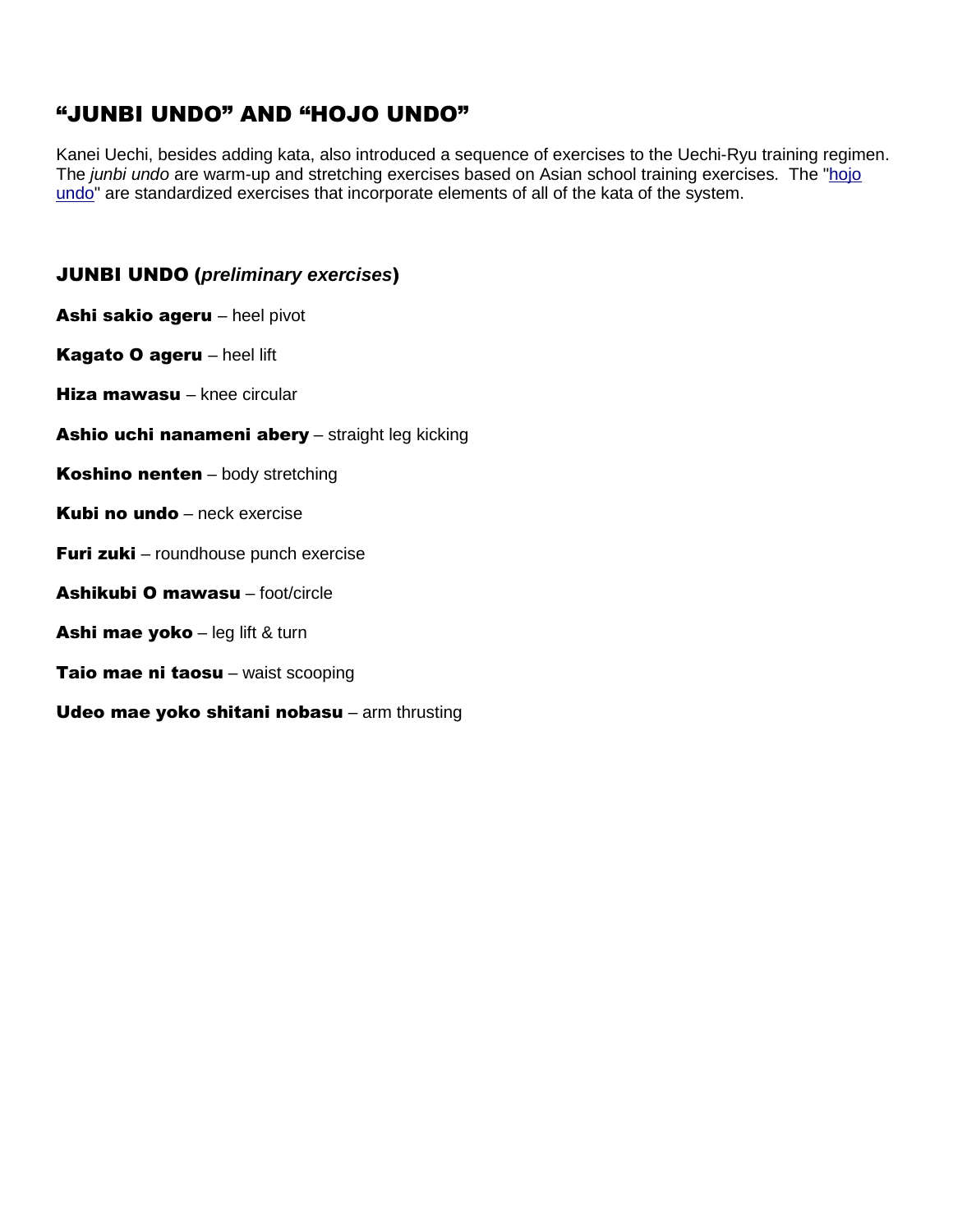## “JUNBI UNDO” AND “HOJO UNDO”

Kanei Uechi, besides adding kata, also introduced a sequence of exercises to the Uechi-Ryu training regimen. The *junbi undo* are warm-up and stretching exercises based on Asian school training exercises. The "hojo undo" are standardized exercises that incorporate elements of all of the kata of the system.

### JUNBI UNDO (*preliminary exercises*)

**Ashi sakio ageru** – heel pivot

**Kagato O ageru** – heel lift

**Hiza mawasu** – knee circular

**Ashio uchi nanameni abery** – straight leg kicking

**Koshino nenten** – body stretching

**Kubi no undo** – neck exercise

**Furi zuki** – roundhouse punch exercise

**Ashikubi O mawasu** – foot/circle

**Ashi mae yoko** – leg lift & turn

**Taio mae ni taosu** – waist scooping

**Udeo mae yoko shitani nobasu** – arm thrusting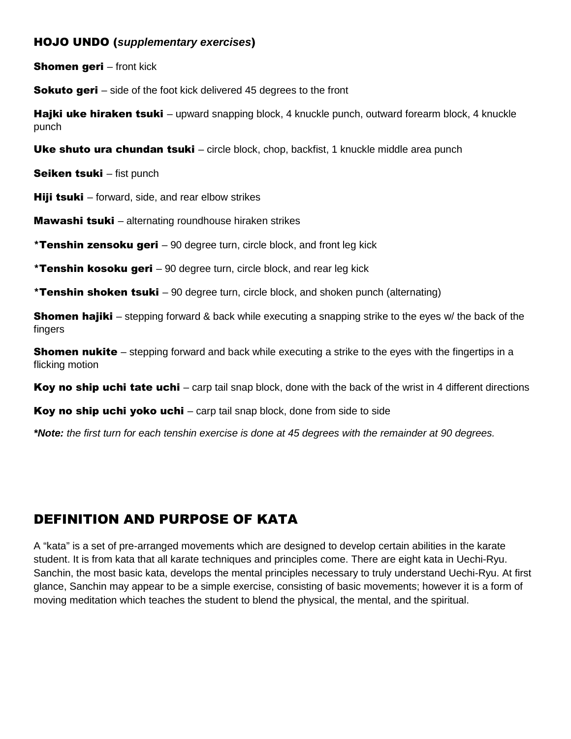## HOJO UNDO (*supplementary exercises*)

**Shomen geri** – front kick

**Sokuto geri** – side of the foot kick delivered 45 degrees to the front

**Hajki uke hiraken tsuki** – upward snapping block, 4 knuckle punch, outward forearm block, 4 knuckle punch

**Uke shuto ura chundan tsuki** – circle block, chop, backfist, 1 knuckle middle area punch

**Seiken tsuki** – fist punch

**Hiji tsuki** – forward, side, and rear elbow strikes

**Mawashi tsuki** – alternating roundhouse hiraken strikes

**\*Tenshin zensoku geri** – 90 degree turn, circle block, and front leg kick

**\*Tenshin kosoku geri** – 90 degree turn, circle block, and rear leg kick

**\*Tenshin shoken tsuki** – 90 degree turn, circle block, and shoken punch (alternating)

**Shomen hajiki** – stepping forward & back while executing a snapping strike to the eyes w/ the back of the fingers

**Shomen nukite** – stepping forward and back while executing a strike to the eyes with the fingertips in a flicking motion

**Koy no ship uchi tate uchi** – carp tail snap block, done with the back of the wrist in 4 different directions

**Koy no ship uchi yoko uchi** – carp tail snap block, done from side to side

***\*Note:*** *the first turn for each tenshin exercise is done at 45 degrees with the remainder at 90 degrees.*

## DEFINITION AND PURPOSE OF KATA

A "kata" is a set of pre-arranged movements which are designed to develop certain abilities in the karate student. It is from kata that all karate techniques and principles come. There are eight kata in Uechi-Ryu. Sanchin, the most basic kata, develops the mental principles necessary to truly understand Uechi-Ryu. At first glance, Sanchin may appear to be a simple exercise, consisting of basic movements; however it is a form of moving meditation which teaches the student to blend the physical, the mental, and the spiritual.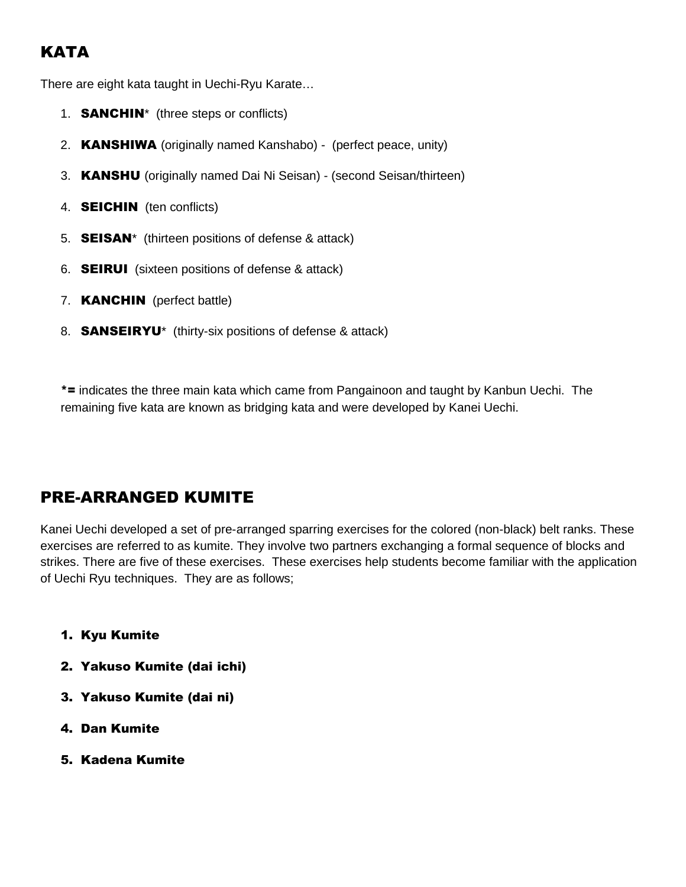## KATA

There are eight kata taught in Uechi-Ryu Karate…

1. **SANCHIN*** (three steps or conflicts)
2. **KANSHIWA** (originally named Kanshabo) - (perfect peace, unity)
3. **KANSHU** (originally named Dai Ni Seisan) - (second Seisan/thirteen)
4. **SEICHIN** (ten conflicts)
5. **SEISAN*** (thirteen positions of defense & attack)
6. **SEIRUI** (sixteen positions of defense & attack)
7. **KANCHIN** (perfect battle)
8. **SANSEIRYU*** (thirty-six positions of defense & attack)

**\*=** indicates the three main kata which came from Pangainoon and taught by Kanbun Uechi. The remaining five kata are known as bridging kata and were developed by Kanei Uechi.

## PRE-ARRANGED KUMITE

Kanei Uechi developed a set of pre-arranged sparring exercises for the colored (non-black) belt ranks. These exercises are referred to as kumite. They involve two partners exchanging a formal sequence of blocks and strikes. There are five of these exercises. These exercises help students become familiar with the application of Uechi Ryu techniques. They are as follows;

1. **Kyu Kumite**
2. **Yakuso Kumite (dai ichi)**
3. **Yakuso Kumite (dai ni)**
4. **Dan Kumite**
5. **Kadena Kumite**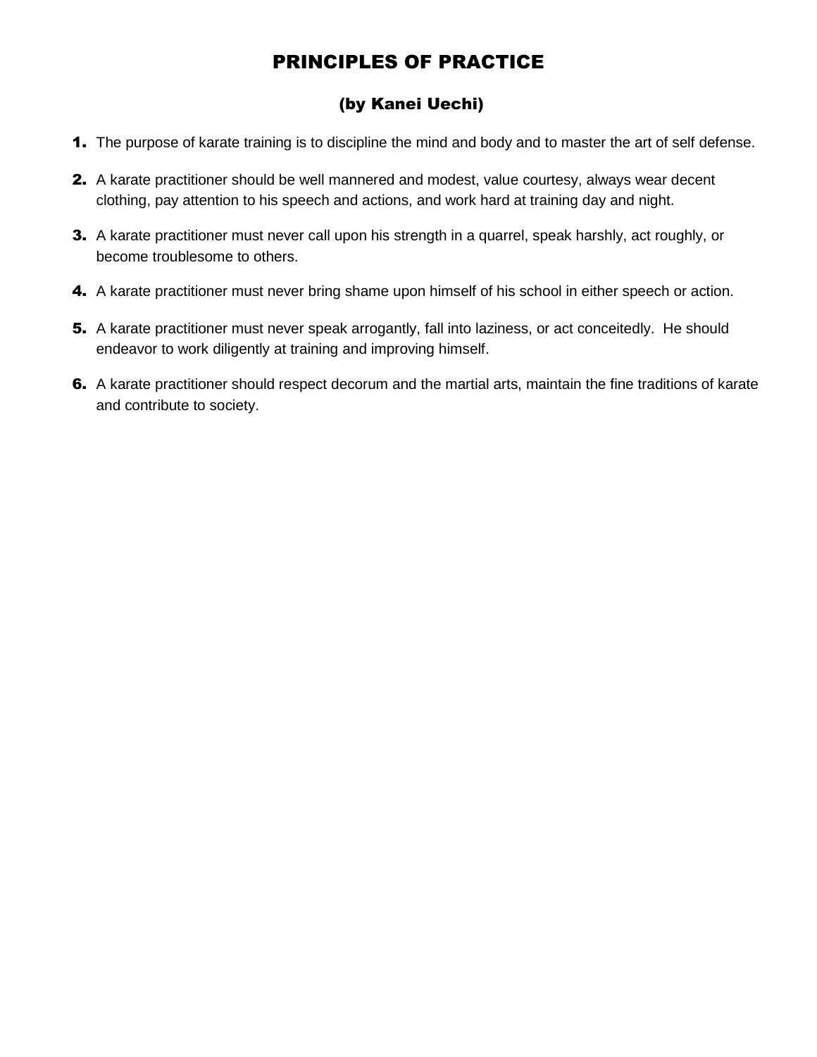# PRINCIPLES OF PRACTICE

## (by Kanei Uechi)

1. The purpose of karate training is to discipline the mind and body and to master the art of self defense.
2. A karate practitioner should be well mannered and modest, value courtesy, always wear decent clothing, pay attention to his speech and actions, and work hard at training day and night.
3. A karate practitioner must never call upon his strength in a quarrel, speak harshly, act roughly, or become troublesome to others.
4. A karate practitioner must never bring shame upon himself of his school in either speech or action.
5. A karate practitioner must never speak arrogantly, fall into laziness, or act conceitedly. He should endeavor to work diligently at training and improving himself.
6. A karate practitioner should respect decorum and the martial arts, maintain the fine traditions of karate and contribute to society.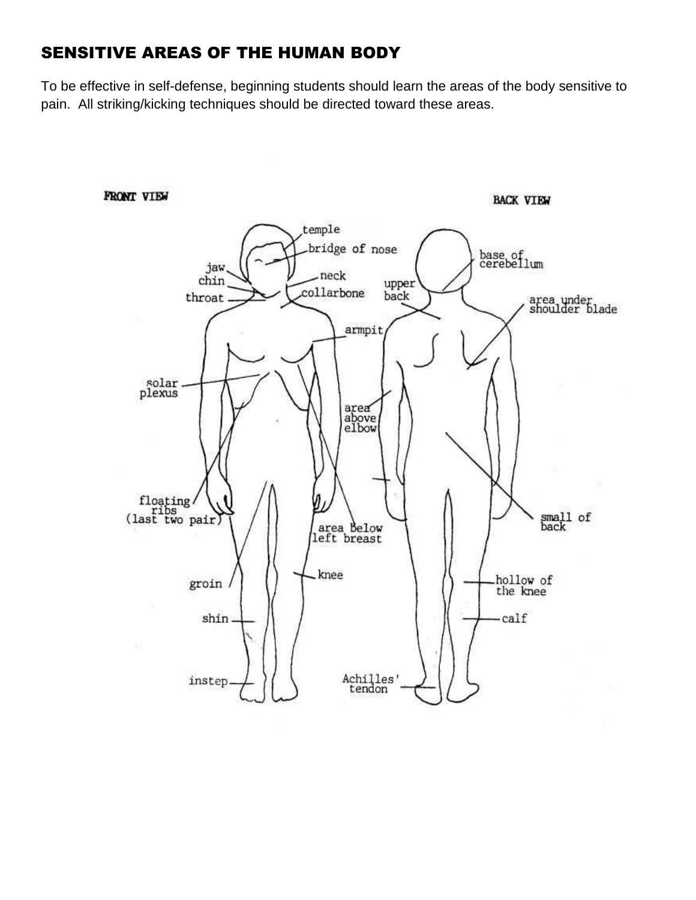# SENSITIVE AREAS OF THE HUMAN BODY

To be effective in self-defense, beginning students should learn the areas of the body sensitive to pain. All striking/kicking techniques should be directed toward these areas.

FRONT VIEW

temple
bridge of nose
jaw
chin
throat
neck
collarbone
armpit
solar plexus
floating ribs (last two pair)
area below left breast
groin
knee
shin
instep

BACK VIEW

base of cerebellum
upper back
area under shoulder blade
area above elbow
small of back
hollow of the knee
calf
Achilles' tendon